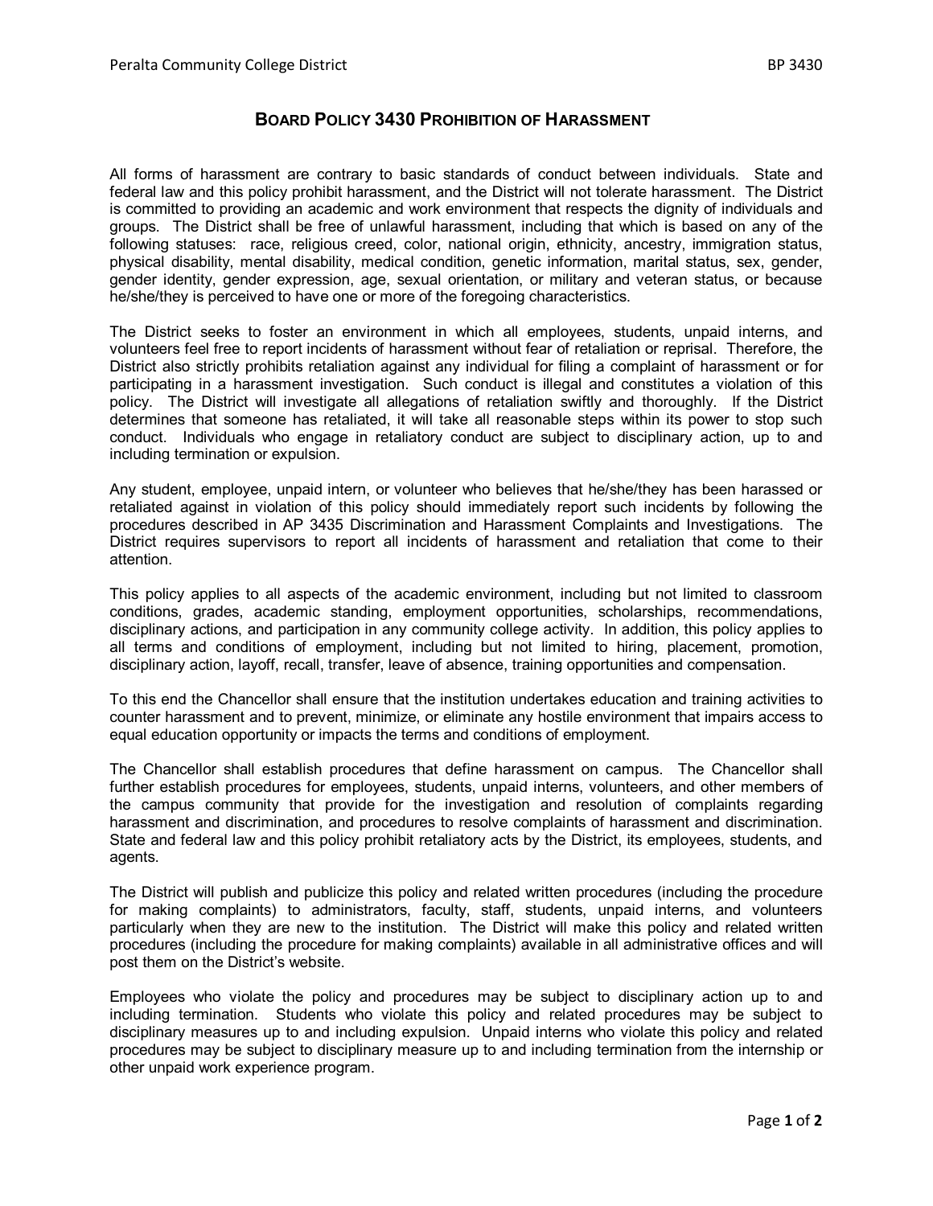# BOARD POLICY 3430 PROHIBITION OF HARASSMENT

All forms of harassment are contrary to basic standards of conduct between individuals. State and federal law and this policy prohibit harassment, and the District will not tolerate harassment. The District is committed to providing an academic and work environment that respects the dignity of individuals and groups. The District shall be free of unlawful harassment, including that which is based on any of the following statuses: race, religious creed, color, national origin, ethnicity, ancestry, immigration status, physical disability, mental disability, medical condition, genetic information, marital status, sex, gender, gender identity, gender expression, age, sexual orientation, or military and veteran status, or because he/she/they is perceived to have one or more of the foregoing characteristics.

The District seeks to foster an environment in which all employees, students, unpaid interns, and volunteers feel free to report incidents of harassment without fear of retaliation or reprisal. Therefore, the District also strictly prohibits retaliation against any individual for filing a complaint of harassment or for participating in a harassment investigation. Such conduct is illegal and constitutes a violation of this policy. The District will investigate all allegations of retaliation swiftly and thoroughly. If the District determines that someone has retaliated, it will take all reasonable steps within its power to stop such conduct. Individuals who engage in retaliatory conduct are subject to disciplinary action, up to and including termination or expulsion.

Any student, employee, unpaid intern, or volunteer who believes that he/she/they has been harassed or retaliated against in violation of this policy should immediately report such incidents by following the procedures described in AP 3435 Discrimination and Harassment Complaints and Investigations. The District requires supervisors to report all incidents of harassment and retaliation that come to their attention.

This policy applies to all aspects of the academic environment, including but not limited to classroom conditions, grades, academic standing, employment opportunities, scholarships, recommendations, disciplinary actions, and participation in any community college activity. In addition, this policy applies to all terms and conditions of employment, including but not limited to hiring, placement, promotion, disciplinary action, layoff, recall, transfer, leave of absence, training opportunities and compensation.

To this end the Chancellor shall ensure that the institution undertakes education and training activities to counter harassment and to prevent, minimize, or eliminate any hostile environment that impairs access to equal education opportunity or impacts the terms and conditions of employment.

The Chancellor shall establish procedures that define harassment on campus. The Chancellor shall further establish procedures for employees, students, unpaid interns, volunteers, and other members of the campus community that provide for the investigation and resolution of complaints regarding harassment and discrimination, and procedures to resolve complaints of harassment and discrimination. State and federal law and this policy prohibit retaliatory acts by the District, its employees, students, and agents.

The District will publish and publicize this policy and related written procedures (including the procedure for making complaints) to administrators, faculty, staff, students, unpaid interns, and volunteers particularly when they are new to the institution. The District will make this policy and related written procedures (including the procedure for making complaints) available in all administrative offices and will post them on the District's website.

Employees who violate the policy and procedures may be subject to disciplinary action up to and including termination. Students who violate this policy and related procedures may be subject to disciplinary measures up to and including expulsion. Unpaid interns who violate this policy and related procedures may be subject to disciplinary measure up to and including termination from the internship or other unpaid work experience program.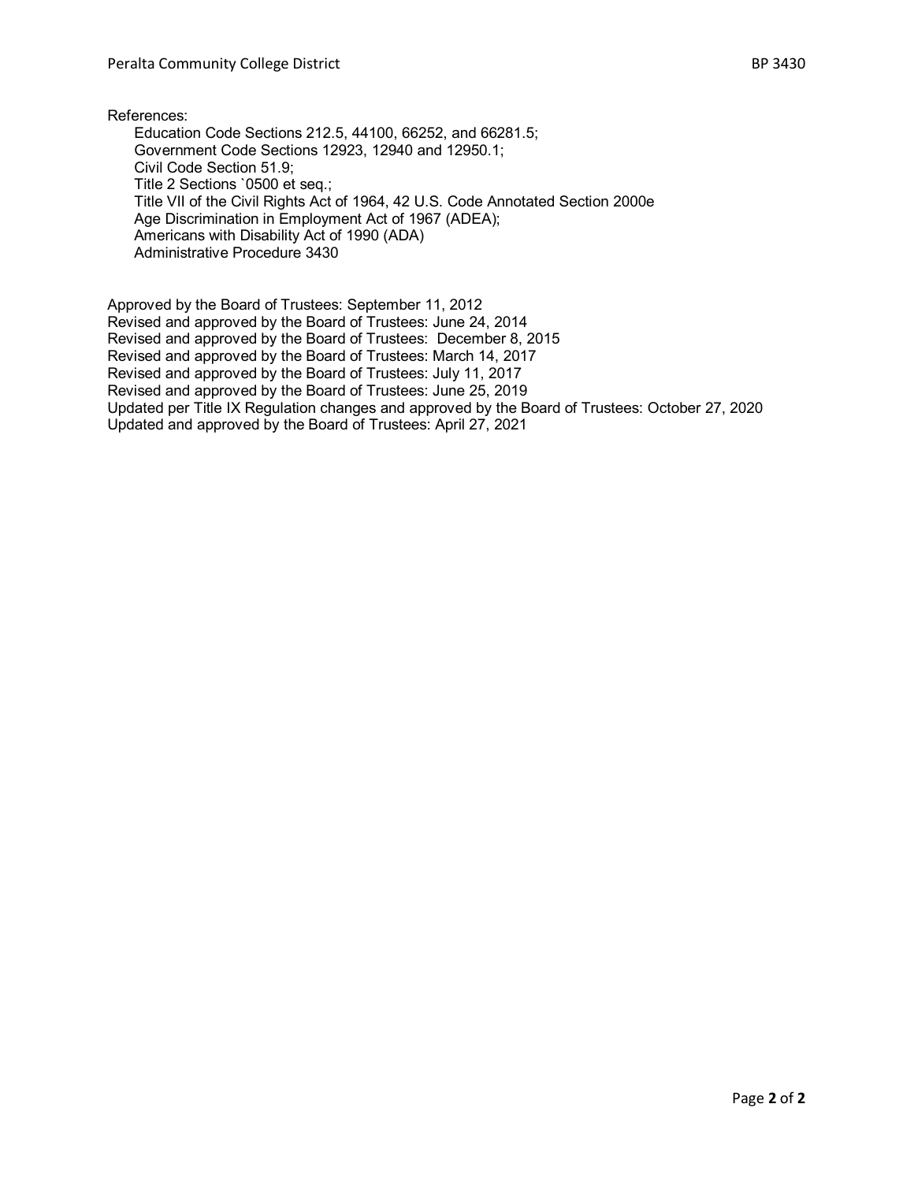References:

- Education Code Sections 212.5, 44100, 66252, and 66281.5;
- Government Code Sections 12923, 12940 and 12950.1;
- Civil Code Section 51.9;
- Title 2 Sections `0500 et seq.;
- Title VII of the Civil Rights Act of 1964, 42 U.S. Code Annotated Section 2000e
- Age Discrimination in Employment Act of 1967 (ADEA);
- Americans with Disability Act of 1990 (ADA)
- Administrative Procedure 3430

Approved by the Board of Trustees: September 11, 2012
Revised and approved by the Board of Trustees: June 24, 2014
Revised and approved by the Board of Trustees: December 8, 2015
Revised and approved by the Board of Trustees: March 14, 2017
Revised and approved by the Board of Trustees: July 11, 2017
Revised and approved by the Board of Trustees: June 25, 2019
Updated per Title IX Regulation changes and approved by the Board of Trustees: October 27, 2020
Updated and approved by the Board of Trustees: April 27, 2021